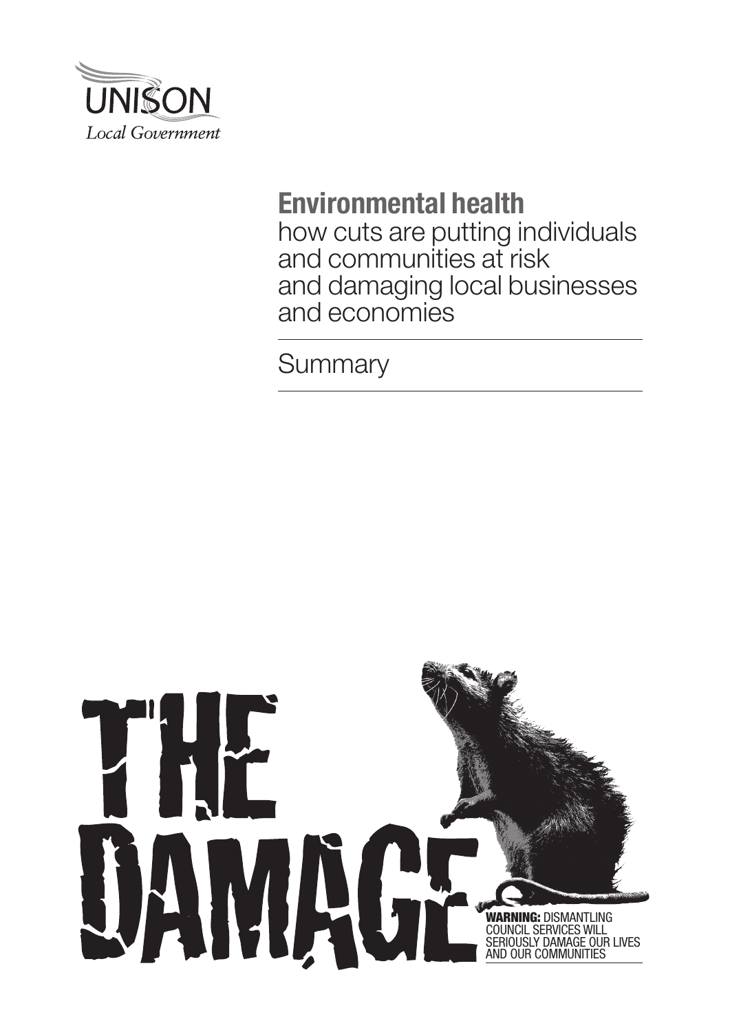UNISON

*Local Government*

# Environmental health

how cuts are putting individuals and communities at risk and damaging local businesses and economies

## Summary

THE DAMAGE

**WARNING:** DISMANTLING COUNCIL SERVICES WILL SERIOUSLY DAMAGE OUR LIVES AND OUR COMMUNITIES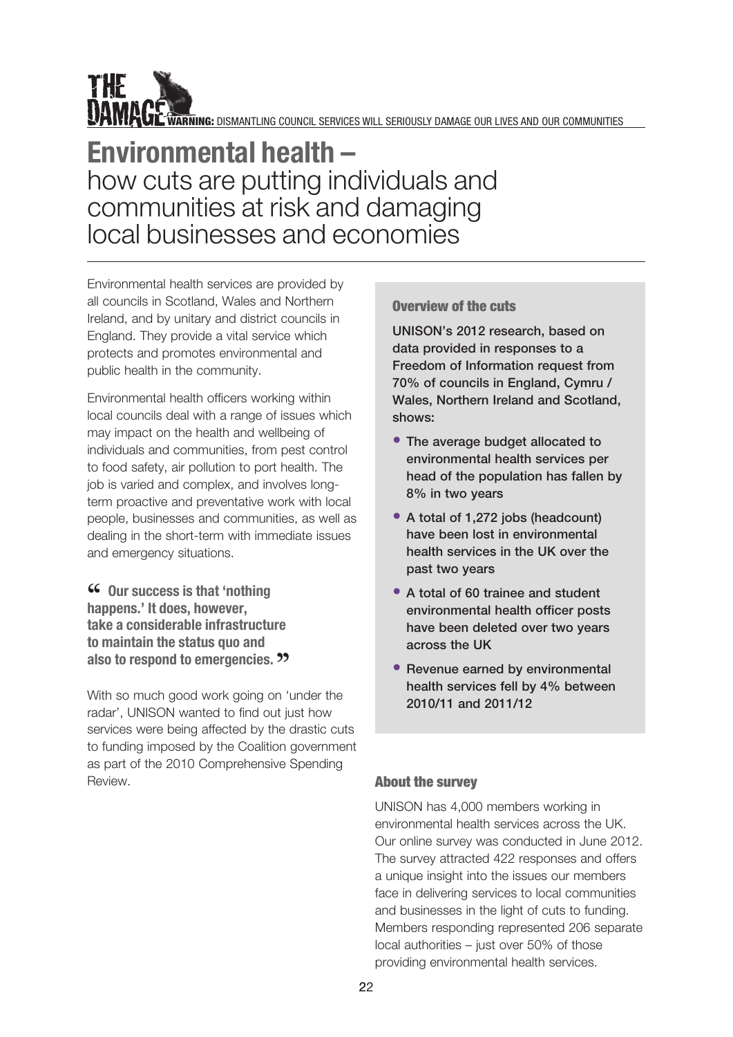# Environmental health – how cuts are putting individuals and communities at risk and damaging local businesses and economies

Environmental health services are provided by all councils in Scotland, Wales and Northern Ireland, and by unitary and district councils in England. They provide a vital service which protects and promotes environmental and public health in the community.

Environmental health officers working within local councils deal with a range of issues which may impact on the health and wellbeing of individuals and communities, from pest control to food safety, air pollution to port health. The job is varied and complex, and involves long-term proactive and preventative work with local people, businesses and communities, as well as dealing in the short-term with immediate issues and emergency situations.

> **"Our success is that 'nothing happens.' It does, however, take a considerable infrastructure to maintain the status quo and also to respond to emergencies."**

With so much good work going on 'under the radar', UNISON wanted to find out just how services were being affected by the drastic cuts to funding imposed by the Coalition government as part of the 2010 Comprehensive Spending Review.

### Overview of the cuts

**UNISON's 2012 research, based on data provided in responses to a Freedom of Information request from 70% of councils in England, Cymru / Wales, Northern Ireland and Scotland, shows:**

- **The average budget allocated to environmental health services per head of the population has fallen by 8% in two years**
- **A total of 1,272 jobs (headcount) have been lost in environmental health services in the UK over the past two years**
- **A total of 60 trainee and student environmental health officer posts have been deleted over two years across the UK**
- **Revenue earned by environmental health services fell by 4% between 2010/11 and 2011/12**

### About the survey

UNISON has 4,000 members working in environmental health services across the UK. Our online survey was conducted in June 2012. The survey attracted 422 responses and offers a unique insight into the issues our members face in delivering services to local communities and businesses in the light of cuts to funding. Members responding represented 206 separate local authorities – just over 50% of those providing environmental health services.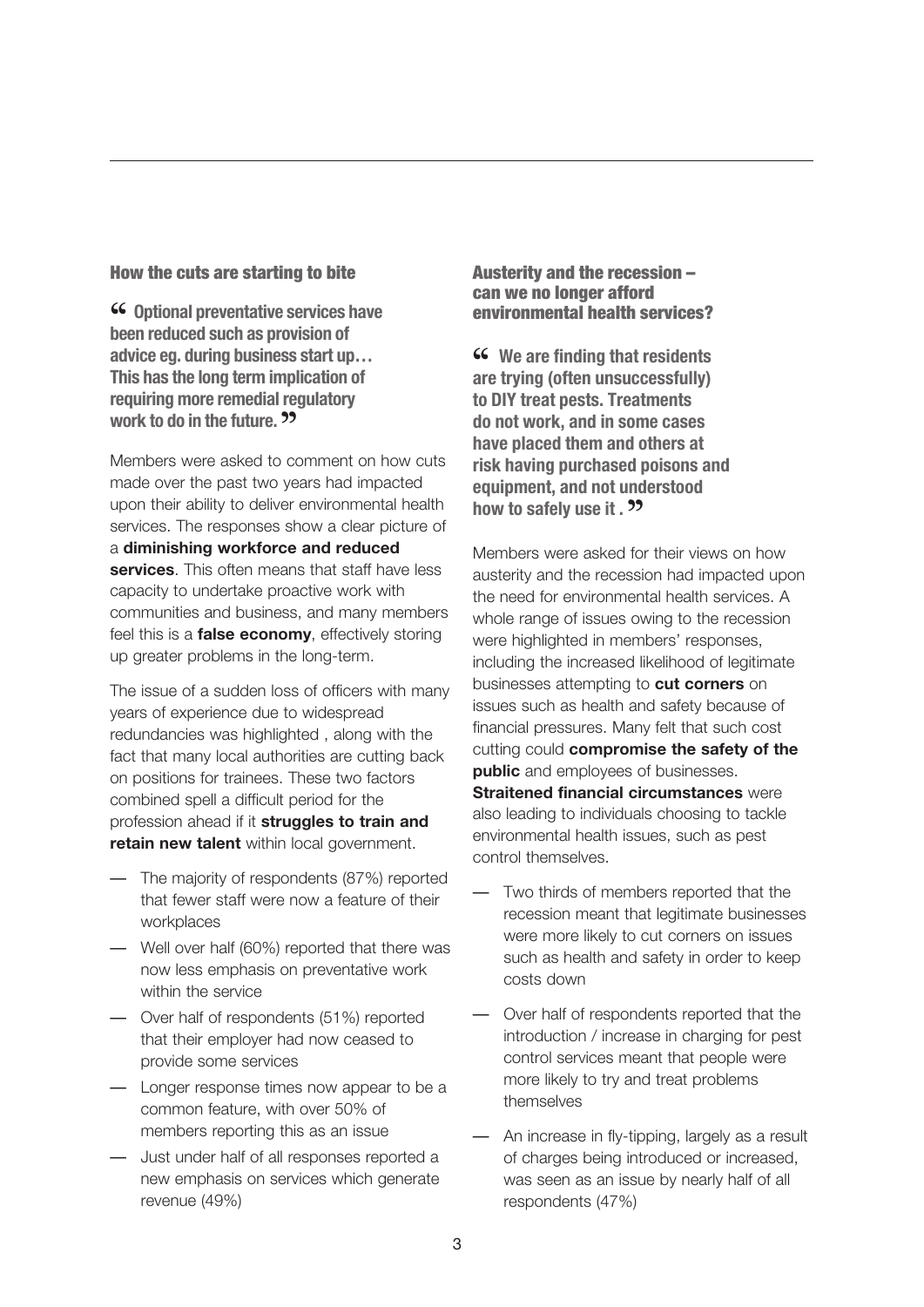## How the cuts are starting to bite

**“ Optional preventative services have been reduced such as provision of advice eg. during business start up… This has the long term implication of requiring more remedial regulatory work to do in the future. ”**

Members were asked to comment on how cuts made over the past two years had impacted upon their ability to deliver environmental health services. The responses show a clear picture of a **diminishing workforce and reduced services**. This often means that staff have less capacity to undertake proactive work with communities and business, and many members feel this is a **false economy**, effectively storing up greater problems in the long-term.

The issue of a sudden loss of officers with many years of experience due to widespread redundancies was highlighted , along with the fact that many local authorities are cutting back on positions for trainees. These two factors combined spell a difficult period for the profession ahead if it **struggles to train and retain new talent** within local government.

- The majority of respondents (87%) reported that fewer staff were now a feature of their workplaces
- Well over half (60%) reported that there was now less emphasis on preventative work within the service
- Over half of respondents (51%) reported that their employer had now ceased to provide some services
- Longer response times now appear to be a common feature, with over 50% of members reporting this as an issue
- Just under half of all responses reported a new emphasis on services which generate revenue (49%)

## Austerity and the recession – can we no longer afford environmental health services?

**“ We are finding that residents are trying (often unsuccessfully) to DIY treat pests. Treatments do not work, and in some cases have placed them and others at risk having purchased poisons and equipment, and not understood how to safely use it . ”**

Members were asked for their views on how austerity and the recession had impacted upon the need for environmental health services. A whole range of issues owing to the recession were highlighted in members' responses, including the increased likelihood of legitimate businesses attempting to **cut corners** on issues such as health and safety because of financial pressures. Many felt that such cost cutting could **compromise the safety of the public** and employees of businesses. **Straitened financial circumstances** were also leading to individuals choosing to tackle environmental health issues, such as pest control themselves.

- Two thirds of members reported that the recession meant that legitimate businesses were more likely to cut corners on issues such as health and safety in order to keep costs down
- Over half of respondents reported that the introduction / increase in charging for pest control services meant that people were more likely to try and treat problems themselves
- An increase in fly-tipping, largely as a result of charges being introduced or increased, was seen as an issue by nearly half of all respondents (47%)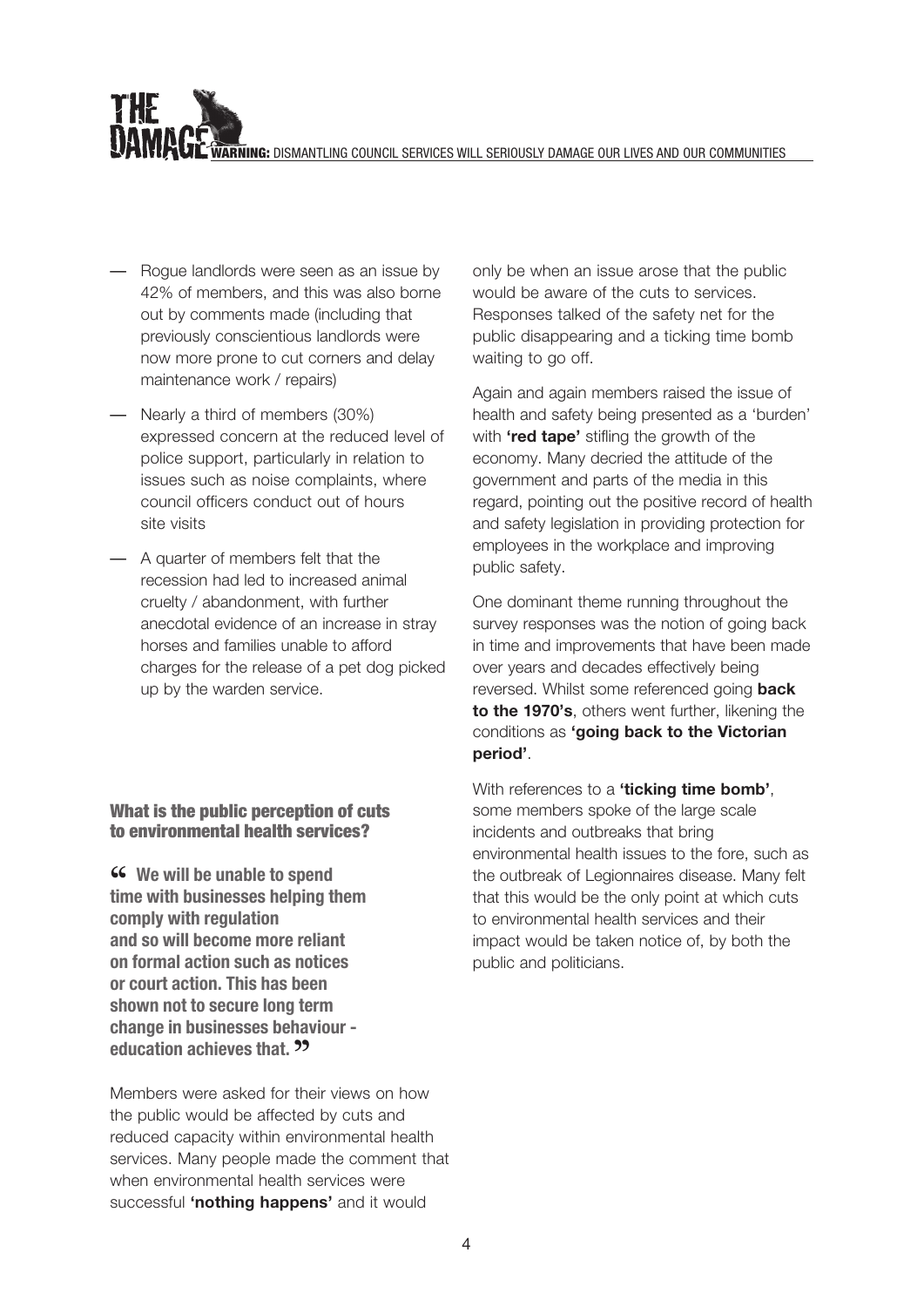- Rogue landlords were seen as an issue by 42% of members, and this was also borne out by comments made (including that previously conscientious landlords were now more prone to cut corners and delay maintenance work / repairs)
- Nearly a third of members (30%) expressed concern at the reduced level of police support, particularly in relation to issues such as noise complaints, where council officers conduct out of hours site visits
- A quarter of members felt that the recession had led to increased animal cruelty / abandonment, with further anecdotal evidence of an increase in stray horses and families unable to afford charges for the release of a pet dog picked up by the warden service.

### What is the public perception of cuts to environmental health services?

> **“We will be unable to spend time with businesses helping them comply with regulation and so will become more reliant on formal action such as notices or court action. This has been shown not to secure long term change in businesses behaviour - education achieves that.”**

Members were asked for their views on how the public would be affected by cuts and reduced capacity within environmental health services. Many people made the comment that when environmental health services were successful **‘nothing happens’** and it would only be when an issue arose that the public would be aware of the cuts to services. Responses talked of the safety net for the public disappearing and a ticking time bomb waiting to go off.

Again and again members raised the issue of health and safety being presented as a ‘burden’ with **‘red tape’** stifling the growth of the economy. Many decried the attitude of the government and parts of the media in this regard, pointing out the positive record of health and safety legislation in providing protection for employees in the workplace and improving public safety.

One dominant theme running throughout the survey responses was the notion of going back in time and improvements that have been made over years and decades effectively being reversed. Whilst some referenced going **back to the 1970's**, others went further, likening the conditions as **‘going back to the Victorian period’**.

With references to a **‘ticking time bomb’**, some members spoke of the large scale incidents and outbreaks that bring environmental health issues to the fore, such as the outbreak of Legionnaires disease. Many felt that this would be the only point at which cuts to environmental health services and their impact would be taken notice of, by both the public and politicians.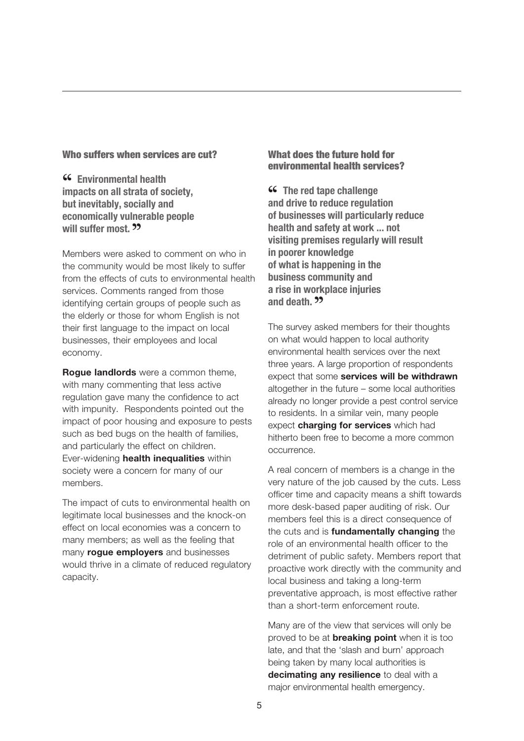## Who suffers when services are cut?

**“ Environmental health impacts on all strata of society, but inevitably, socially and economically vulnerable people will suffer most. ”**

Members were asked to comment on who in the community would be most likely to suffer from the effects of cuts to environmental health services. Comments ranged from those identifying certain groups of people such as the elderly or those for whom English is not their first language to the impact on local businesses, their employees and local economy.

**Rogue landlords** were a common theme, with many commenting that less active regulation gave many the confidence to act with impunity. Respondents pointed out the impact of poor housing and exposure to pests such as bed bugs on the health of families, and particularly the effect on children. Ever-widening **health inequalities** within society were a concern for many of our members.

The impact of cuts to environmental health on legitimate local businesses and the knock-on effect on local economies was a concern to many members; as well as the feeling that many **rogue employers** and businesses would thrive in a climate of reduced regulatory capacity.

## What does the future hold for environmental health services?

**“ The red tape challenge and drive to reduce regulation of businesses will particularly reduce health and safety at work ... not visiting premises regularly will result in poorer knowledge of what is happening in the business community and a rise in workplace injuries and death. ”**

The survey asked members for their thoughts on what would happen to local authority environmental health services over the next three years. A large proportion of respondents expect that some **services will be withdrawn** altogether in the future – some local authorities already no longer provide a pest control service to residents. In a similar vein, many people expect **charging for services** which had hitherto been free to become a more common occurrence.

A real concern of members is a change in the very nature of the job caused by the cuts. Less officer time and capacity means a shift towards more desk-based paper auditing of risk. Our members feel this is a direct consequence of the cuts and is **fundamentally changing** the role of an environmental health officer to the detriment of public safety. Members report that proactive work directly with the community and local business and taking a long-term preventative approach, is most effective rather than a short-term enforcement route.

Many are of the view that services will only be proved to be at **breaking point** when it is too late, and that the ‘slash and burn’ approach being taken by many local authorities is **decimating any resilience** to deal with a major environmental health emergency.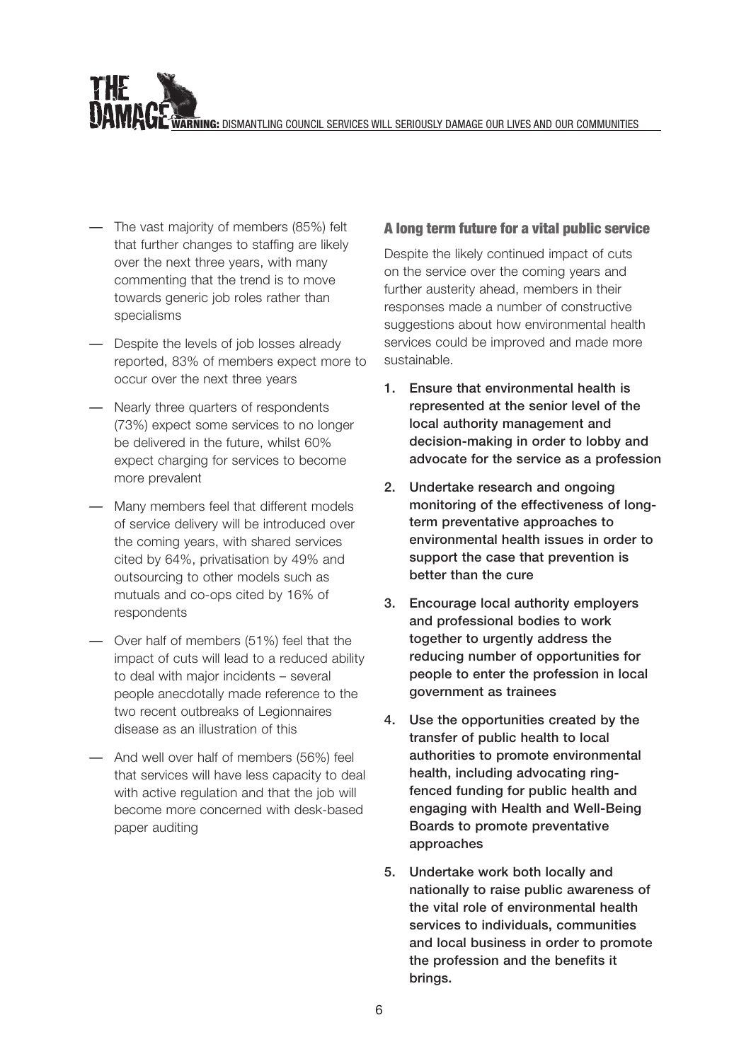- The vast majority of members (85%) felt that further changes to staffing are likely over the next three years, with many commenting that the trend is to move towards generic job roles rather than specialisms
- Despite the levels of job losses already reported, 83% of members expect more to occur over the next three years
- Nearly three quarters of respondents (73%) expect some services to no longer be delivered in the future, whilst 60% expect charging for services to become more prevalent
- Many members feel that different models of service delivery will be introduced over the coming years, with shared services cited by 64%, privatisation by 49% and outsourcing to other models such as mutuals and co-ops cited by 16% of respondents
- Over half of members (51%) feel that the impact of cuts will lead to a reduced ability to deal with major incidents – several people anecdotally made reference to the two recent outbreaks of Legionnaires disease as an illustration of this
- And well over half of members (56%) feel that services will have less capacity to deal with active regulation and that the job will become more concerned with desk-based paper auditing

## A long term future for a vital public service

Despite the likely continued impact of cuts on the service over the coming years and further austerity ahead, members in their responses made a number of constructive suggestions about how environmental health services could be improved and made more sustainable.

1. **Ensure that environmental health is represented at the senior level of the local authority management and decision-making in order to lobby and advocate for the service as a profession**
2. **Undertake research and ongoing monitoring of the effectiveness of long-term preventative approaches to environmental health issues in order to support the case that prevention is better than the cure**
3. **Encourage local authority employers and professional bodies to work together to urgently address the reducing number of opportunities for people to enter the profession in local government as trainees**
4. **Use the opportunities created by the transfer of public health to local authorities to promote environmental health, including advocating ring-fenced funding for public health and engaging with Health and Well-Being Boards to promote preventative approaches**
5. **Undertake work both locally and nationally to raise public awareness of the vital role of environmental health services to individuals, communities and local business in order to promote the profession and the benefits it brings.**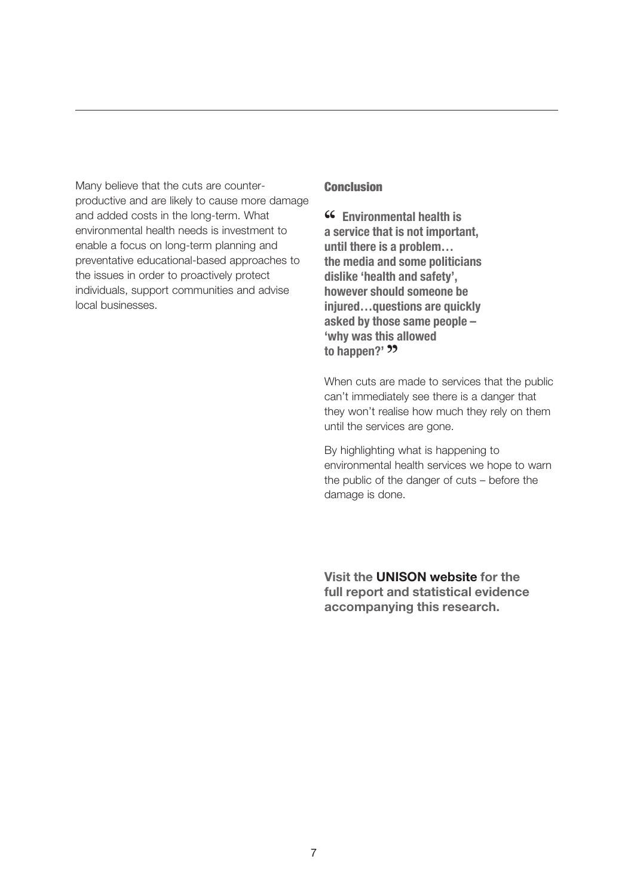Many believe that the cuts are counter-productive and are likely to cause more damage and added costs in the long-term. What environmental health needs is investment to enable a focus on long-term planning and preventative educational-based approaches to the issues in order to proactively protect individuals, support communities and advise local businesses.

## Conclusion

> **"Environmental health is a service that is not important, until there is a problem… the media and some politicians dislike 'health and safety', however should someone be injured…questions are quickly asked by those same people – 'why was this allowed to happen?'"**

When cuts are made to services that the public can't immediately see there is a danger that they won't realise how much they rely on them until the services are gone.

By highlighting what is happening to environmental health services we hope to warn the public of the danger of cuts – before the damage is done.

**Visit the UNISON website for the full report and statistical evidence accompanying this research.**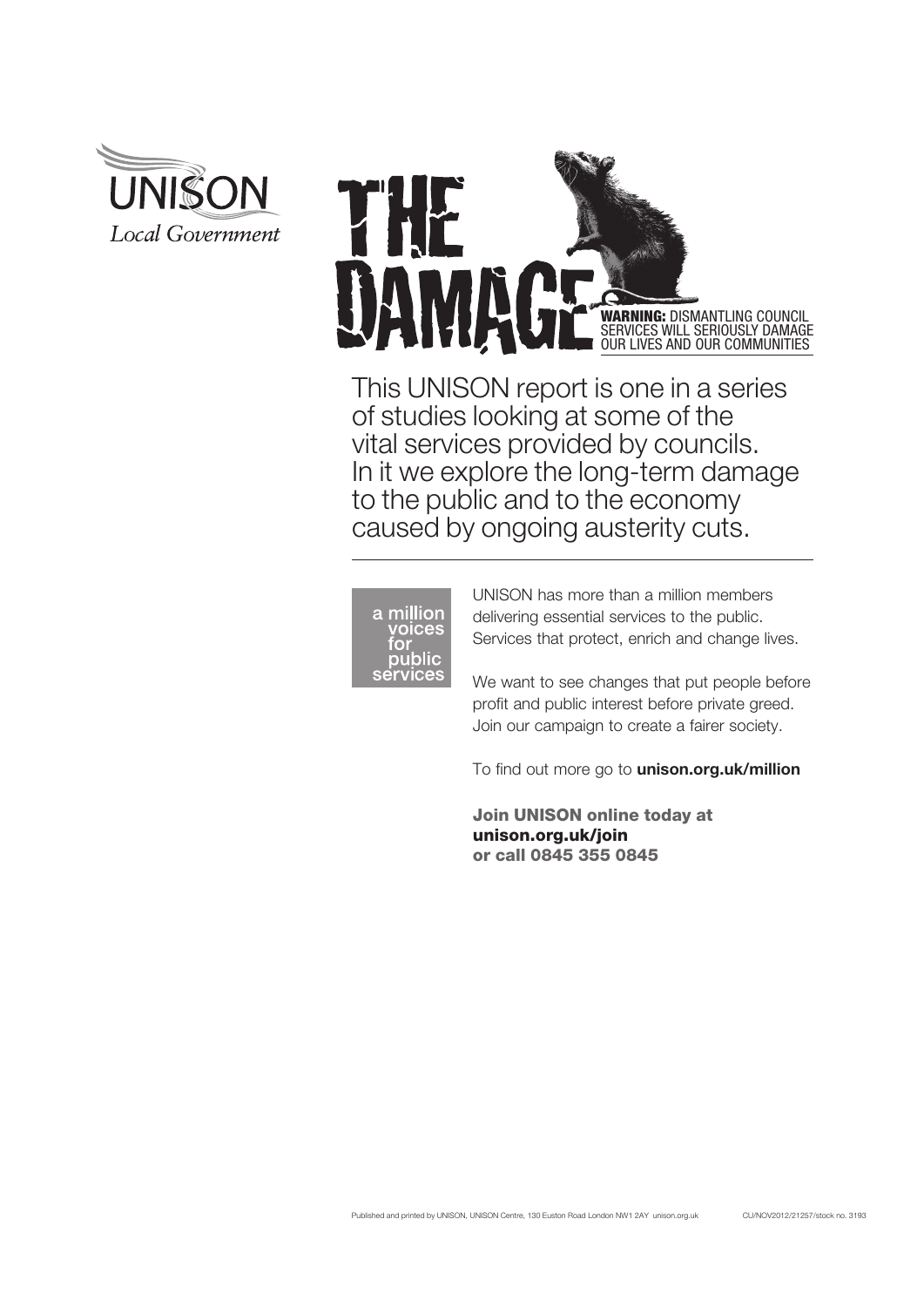UNISON
*Local Government*

# THE DAMAGE

**WARNING:** DISMANTLING COUNCIL SERVICES WILL SERIOUSLY DAMAGE OUR LIVES AND OUR COMMUNITIES

This UNISON report is one in a series of studies looking at some of the vital services provided by councils. In it we explore the long-term damage to the public and to the economy caused by ongoing austerity cuts.

a million voices for public services

UNISON has more than a million members delivering essential services to the public. Services that protect, enrich and change lives.

We want to see changes that put people before profit and public interest before private greed. Join our campaign to create a fairer society.

To find out more go to **unison.org.uk/million**

**Join UNISON online today at unison.org.uk/join or call 0845 355 0845**

Published and printed by UNISON, UNISON Centre, 130 Euston Road London NW1 2AY unison.org.uk CU/NOV2012/21257/stock no. 3193